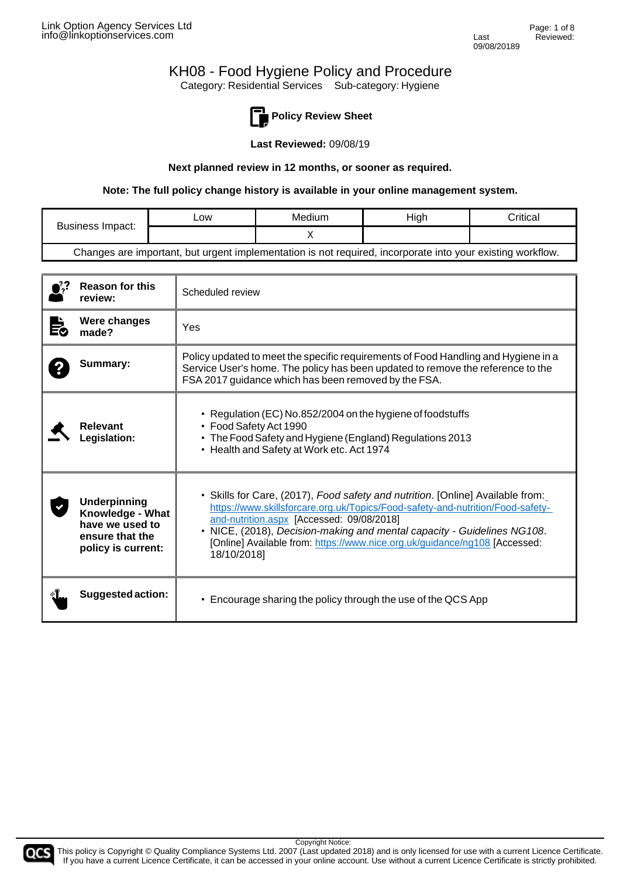# KH08 - Food Hygiene Policy and Procedure

Category: Residential Services    Sub-category: Hygiene

## Policy Review Sheet

**Last Reviewed:** 09/08/19

**Next planned review in 12 months, or sooner as required.**

**Note: The full policy change history is available in your online management system.**

| Business Impact: | Low | Medium | High | Critical |
|---|---|---|---|---|
| | | X | | |
| Changes are important, but urgent implementation is not required, incorporate into your existing workflow. | | | | |

| | |
|---|---|
| **Reason for this review:** | Scheduled review |
| **Were changes made?** | Yes |
| **Summary:** | Policy updated to meet the specific requirements of Food Handling and Hygiene in a Service User's home. The policy has been updated to remove the reference to the FSA 2017 guidance which has been removed by the FSA. |
| **Relevant Legislation:** | • Regulation (EC) No.852/2004 on the hygiene of foodstuffs<br>• Food Safety Act 1990<br>• The Food Safety and Hygiene (England) Regulations 2013<br>• Health and Safety at Work etc. Act 1974 |
| **Underpinning Knowledge - What have we used to ensure that the policy is current:** | • Skills for Care, (2017), *Food safety and nutrition*. [Online] Available from: https://www.skillsforcare.org.uk/Topics/Food-safety-and-nutrition/Food-safety-and-nutrition.aspx [Accessed: 09/08/2018]<br>• NICE, (2018), *Decision-making and mental capacity - Guidelines NG108*. [Online] Available from: https://www.nice.org.uk/guidance/ng108 [Accessed: 18/10/2018] |
| **Suggested action:** | • Encourage sharing the policy through the use of the QCS App |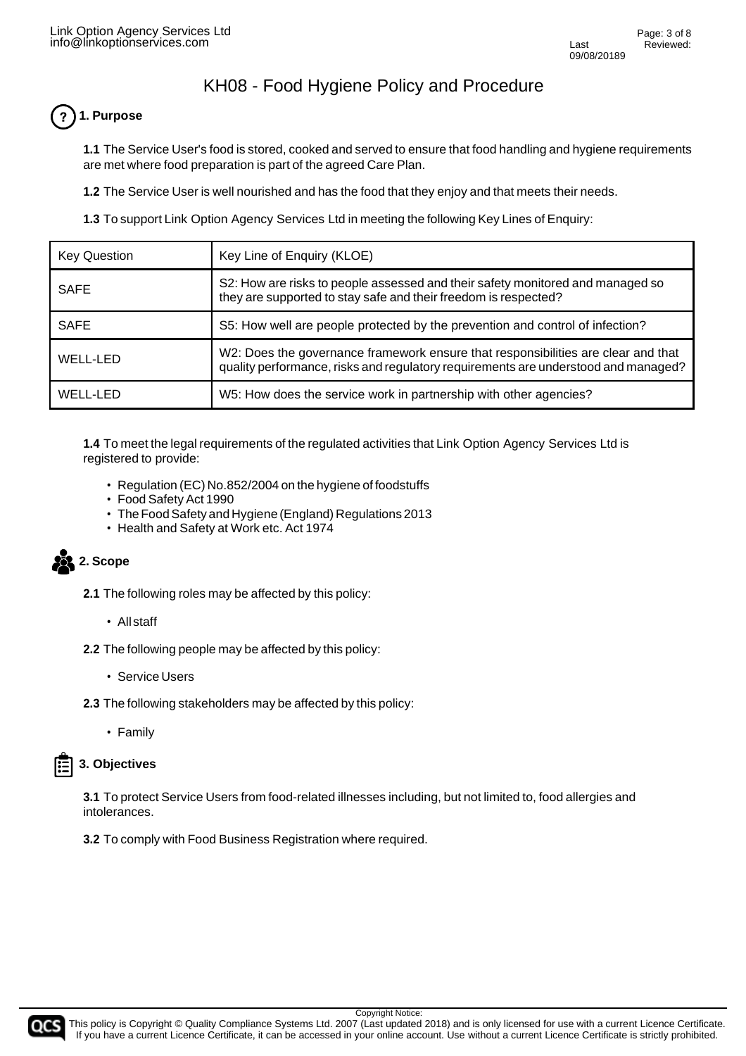# KH08 - Food Hygiene Policy and Procedure

## 1. Purpose

**1.1** The Service User's food is stored, cooked and served to ensure that food handling and hygiene requirements are met where food preparation is part of the agreed Care Plan.

**1.2** The Service User is well nourished and has the food that they enjoy and that meets their needs.

**1.3** To support Link Option Agency Services Ltd in meeting the following Key Lines of Enquiry:

| Key Question | Key Line of Enquiry (KLOE) |
| --- | --- |
| SAFE | S2: How are risks to people assessed and their safety monitored and managed so they are supported to stay safe and their freedom is respected? |
| SAFE | S5: How well are people protected by the prevention and control of infection? |
| WELL-LED | W2: Does the governance framework ensure that responsibilities are clear and that quality performance, risks and regulatory requirements are understood and managed? |
| WELL-LED | W5: How does the service work in partnership with other agencies? |

**1.4** To meet the legal requirements of the regulated activities that Link Option Agency Services Ltd is registered to provide:

- Regulation (EC) No.852/2004 on the hygiene of foodstuffs
- Food Safety Act 1990
- The Food Safety and Hygiene (England) Regulations 2013
- Health and Safety at Work etc. Act 1974

## 2. Scope

**2.1** The following roles may be affected by this policy:

- All staff

**2.2** The following people may be affected by this policy:

- Service Users

**2.3** The following stakeholders may be affected by this policy:

- Family

## 3. Objectives

**3.1** To protect Service Users from food-related illnesses including, but not limited to, food allergies and intolerances.

**3.2** To comply with Food Business Registration where required.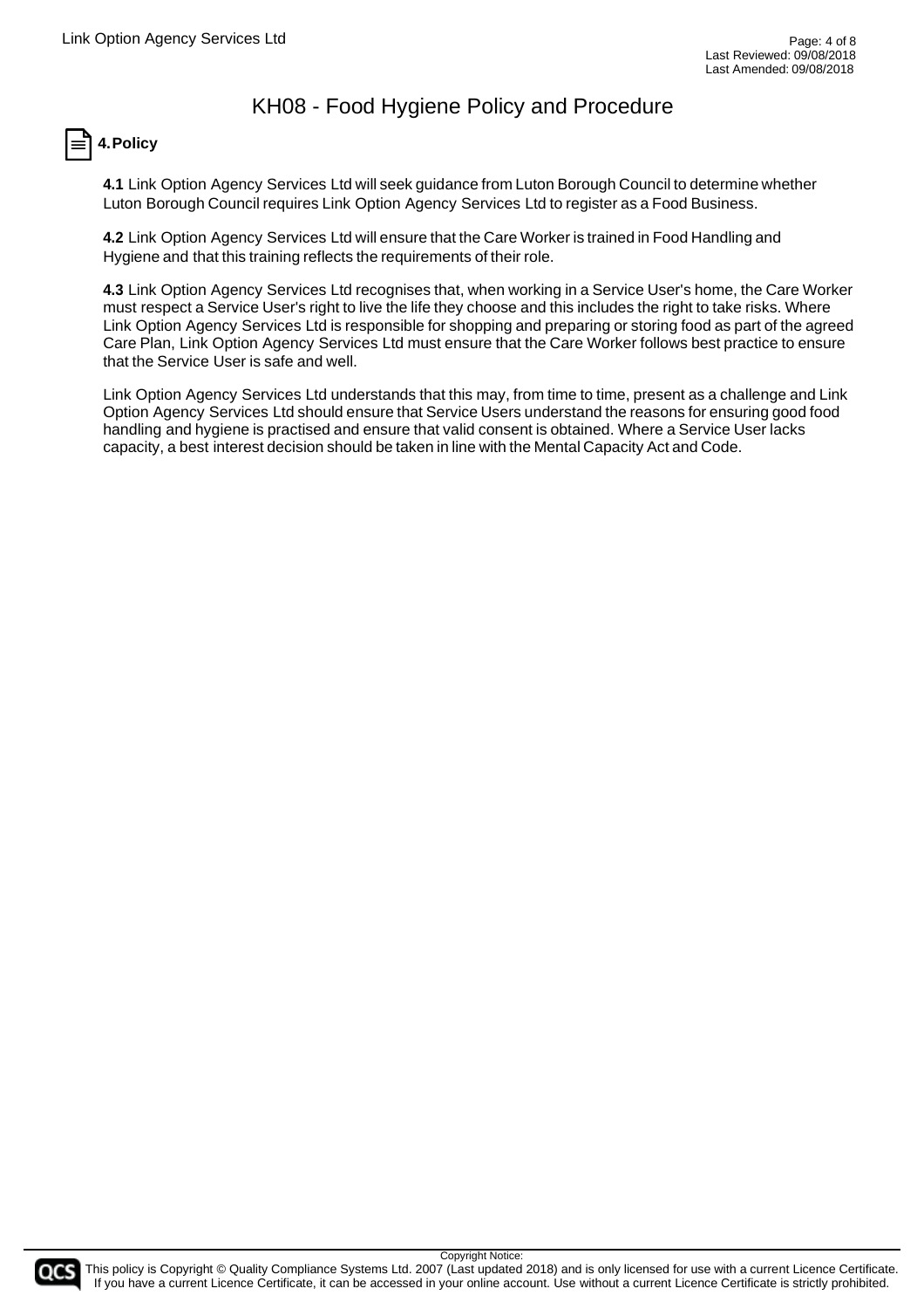## 4. Policy

**4.1** Link Option Agency Services Ltd will seek guidance from Luton Borough Council to determine whether Luton Borough Council requires Link Option Agency Services Ltd to register as a Food Business.

**4.2** Link Option Agency Services Ltd will ensure that the Care Worker is trained in Food Handling and Hygiene and that this training reflects the requirements of their role.

**4.3** Link Option Agency Services Ltd recognises that, when working in a Service User's home, the Care Worker must respect a Service User's right to live the life they choose and this includes the right to take risks. Where Link Option Agency Services Ltd is responsible for shopping and preparing or storing food as part of the agreed Care Plan, Link Option Agency Services Ltd must ensure that the Care Worker follows best practice to ensure that the Service User is safe and well.

Link Option Agency Services Ltd understands that this may, from time to time, present as a challenge and Link Option Agency Services Ltd should ensure that Service Users understand the reasons for ensuring good food handling and hygiene is practised and ensure that valid consent is obtained. Where a Service User lacks capacity, a best interest decision should be taken in line with the Mental Capacity Act and Code.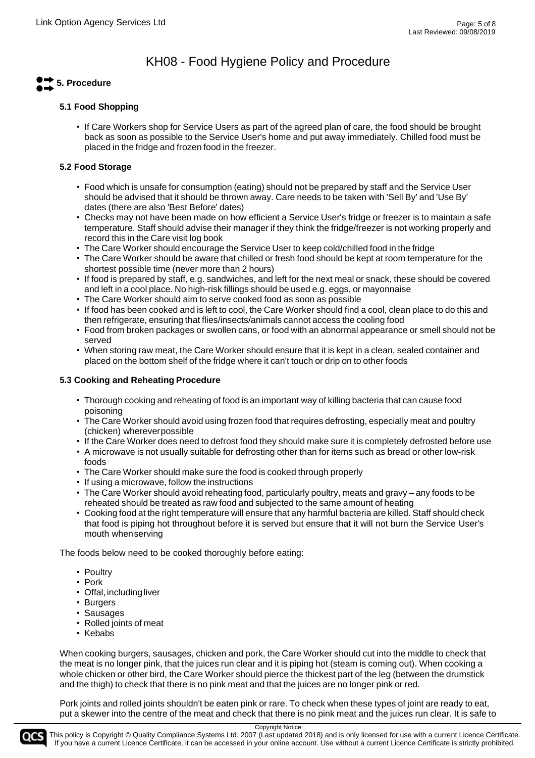# KH08 - Food Hygiene Policy and Procedure

## 5. Procedure

### 5.1 Food Shopping

- If Care Workers shop for Service Users as part of the agreed plan of care, the food should be brought back as soon as possible to the Service User's home and put away immediately. Chilled food must be placed in the fridge and frozen food in the freezer.

### 5.2 Food Storage

- Food which is unsafe for consumption (eating) should not be prepared by staff and the Service User should be advised that it should be thrown away. Care needs to be taken with 'Sell By' and 'Use By' dates (there are also 'Best Before' dates)
- Checks may not have been made on how efficient a Service User's fridge or freezer is to maintain a safe temperature. Staff should advise their manager if they think the fridge/freezer is not working properly and record this in the Care visit log book
- The Care Worker should encourage the Service User to keep cold/chilled food in the fridge
- The Care Worker should be aware that chilled or fresh food should be kept at room temperature for the shortest possible time (never more than 2 hours)
- If food is prepared by staff, e.g. sandwiches, and left for the next meal or snack, these should be covered and left in a cool place. No high-risk fillings should be used e.g. eggs, or mayonnaise
- The Care Worker should aim to serve cooked food as soon as possible
- If food has been cooked and is left to cool, the Care Worker should find a cool, clean place to do this and then refrigerate, ensuring that flies/insects/animals cannot access the cooling food
- Food from broken packages or swollen cans, or food with an abnormal appearance or smell should not be served
- When storing raw meat, the Care Worker should ensure that it is kept in a clean, sealed container and placed on the bottom shelf of the fridge where it can't touch or drip on to other foods

### 5.3 Cooking and Reheating Procedure

- Thorough cooking and reheating of food is an important way of killing bacteria that can cause food poisoning
- The Care Worker should avoid using frozen food that requires defrosting, especially meat and poultry (chicken) wherever possible
- If the Care Worker does need to defrost food they should make sure it is completely defrosted before use
- A microwave is not usually suitable for defrosting other than for items such as bread or other low-risk foods
- The Care Worker should make sure the food is cooked through properly
- If using a microwave, follow the instructions
- The Care Worker should avoid reheating food, particularly poultry, meats and gravy – any foods to be reheated should be treated as raw food and subjected to the same amount of heating
- Cooking food at the right temperature will ensure that any harmful bacteria are killed. Staff should check that food is piping hot throughout before it is served but ensure that it will not burn the Service User's mouth when serving

The foods below need to be cooked thoroughly before eating:

- Poultry
- Pork
- Offal, including liver
- Burgers
- Sausages
- Rolled joints of meat
- Kebabs

When cooking burgers, sausages, chicken and pork, the Care Worker should cut into the middle to check that the meat is no longer pink, that the juices run clear and it is piping hot (steam is coming out). When cooking a whole chicken or other bird, the Care Worker should pierce the thickest part of the leg (between the drumstick and the thigh) to check that there is no pink meat and that the juices are no longer pink or red.

Pork joints and rolled joints shouldn't be eaten pink or rare. To check when these types of joint are ready to eat, put a skewer into the centre of the meat and check that there is no pink meat and the juices run clear. It is safe to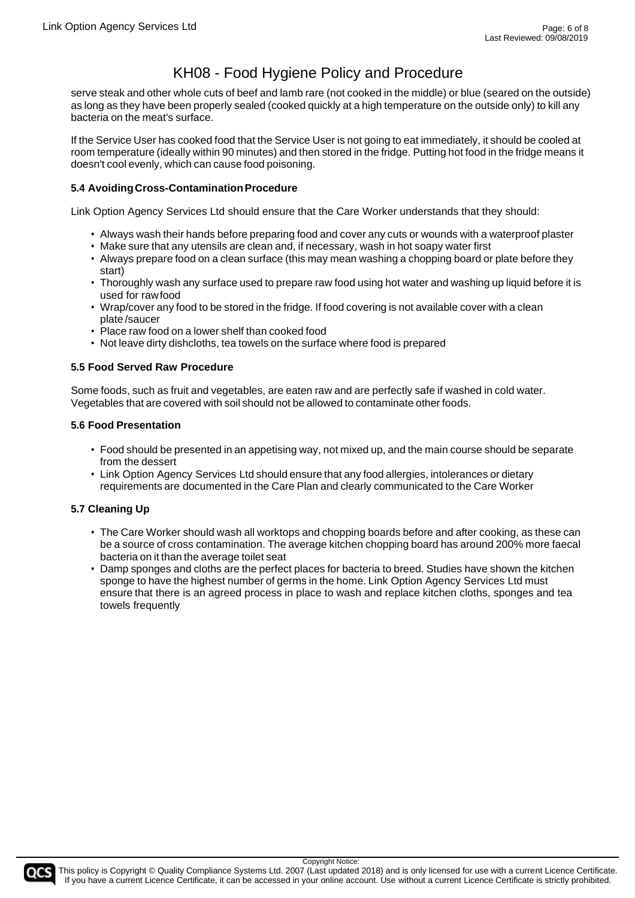serve steak and other whole cuts of beef and lamb rare (not cooked in the middle) or blue (seared on the outside) as long as they have been properly sealed (cooked quickly at a high temperature on the outside only) to kill any bacteria on the meat's surface.

If the Service User has cooked food that the Service User is not going to eat immediately, it should be cooled at room temperature (ideally within 90 minutes) and then stored in the fridge. Putting hot food in the fridge means it doesn't cool evenly, which can cause food poisoning.

#### 5.4 Avoiding Cross-Contamination Procedure

Link Option Agency Services Ltd should ensure that the Care Worker understands that they should:

- Always wash their hands before preparing food and cover any cuts or wounds with a waterproof plaster
- Make sure that any utensils are clean and, if necessary, wash in hot soapy water first
- Always prepare food on a clean surface (this may mean washing a chopping board or plate before they start)
- Thoroughly wash any surface used to prepare raw food using hot water and washing up liquid before it is used for raw food
- Wrap/cover any food to be stored in the fridge. If food covering is not available cover with a clean plate /saucer
- Place raw food on a lower shelf than cooked food
- Not leave dirty dishcloths, tea towels on the surface where food is prepared

#### 5.5 Food Served Raw Procedure

Some foods, such as fruit and vegetables, are eaten raw and are perfectly safe if washed in cold water. Vegetables that are covered with soil should not be allowed to contaminate other foods.

#### 5.6 Food Presentation

- Food should be presented in an appetising way, not mixed up, and the main course should be separate from the dessert
- Link Option Agency Services Ltd should ensure that any food allergies, intolerances or dietary requirements are documented in the Care Plan and clearly communicated to the Care Worker

#### 5.7 Cleaning Up

- The Care Worker should wash all worktops and chopping boards before and after cooking, as these can be a source of cross contamination. The average kitchen chopping board has around 200% more faecal bacteria on it than the average toilet seat
- Damp sponges and cloths are the perfect places for bacteria to breed. Studies have shown the kitchen sponge to have the highest number of germs in the home. Link Option Agency Services Ltd must ensure that there is an agreed process in place to wash and replace kitchen cloths, sponges and tea towels frequently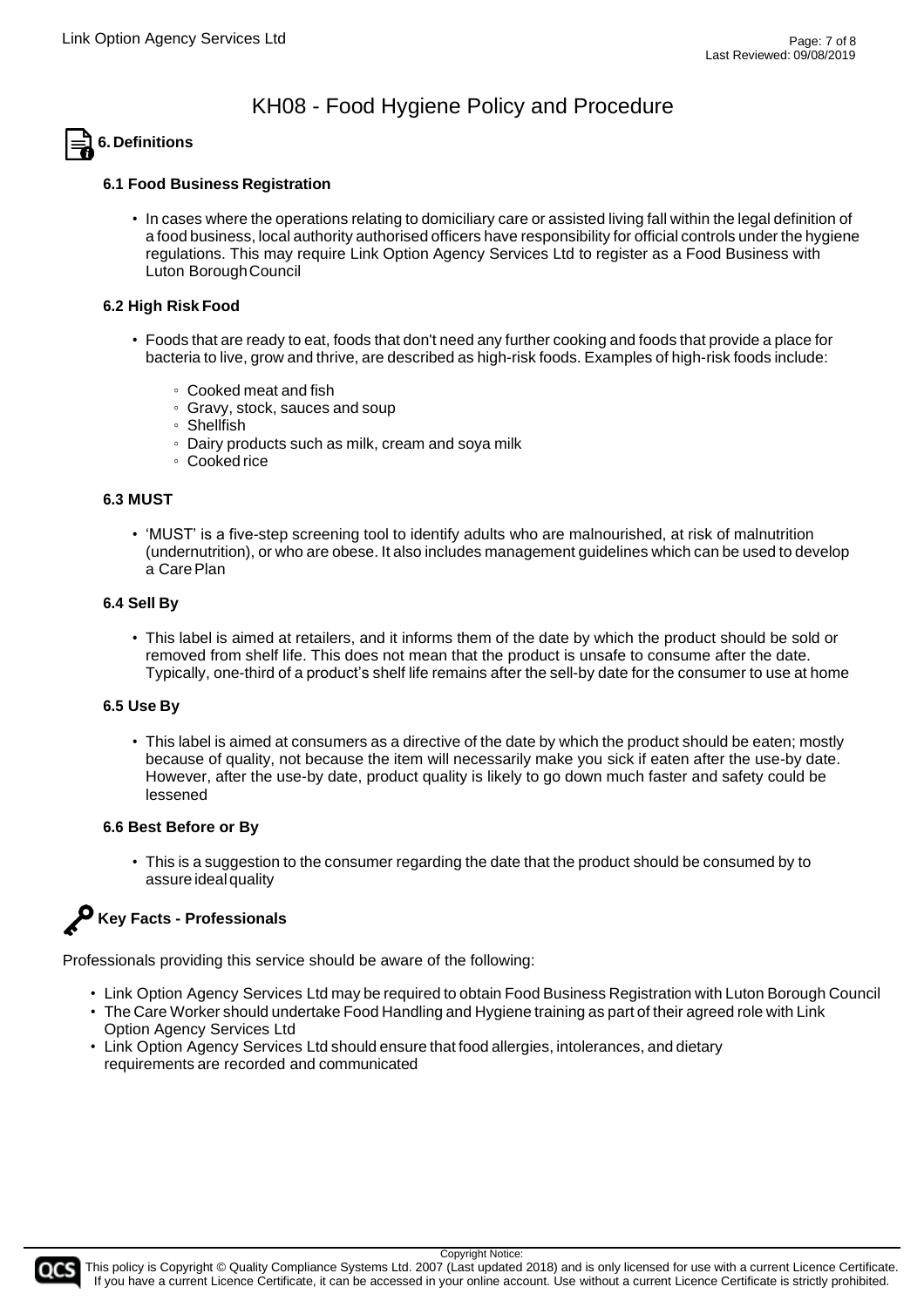# KH08 - Food Hygiene Policy and Procedure

## 6. Definitions

### 6.1 Food Business Registration

- In cases where the operations relating to domiciliary care or assisted living fall within the legal definition of a food business, local authority authorised officers have responsibility for official controls under the hygiene regulations. This may require Link Option Agency Services Ltd to register as a Food Business with Luton Borough Council

### 6.2 High Risk Food

- Foods that are ready to eat, foods that don't need any further cooking and foods that provide a place for bacteria to live, grow and thrive, are described as high-risk foods. Examples of high-risk foods include:
  - Cooked meat and fish
  - Gravy, stock, sauces and soup
  - Shellfish
  - Dairy products such as milk, cream and soya milk
  - Cooked rice

### 6.3 MUST

- 'MUST' is a five-step screening tool to identify adults who are malnourished, at risk of malnutrition (undernutrition), or who are obese. It also includes management guidelines which can be used to develop a Care Plan

### 6.4 Sell By

- This label is aimed at retailers, and it informs them of the date by which the product should be sold or removed from shelf life. This does not mean that the product is unsafe to consume after the date. Typically, one-third of a product's shelf life remains after the sell-by date for the consumer to use at home

### 6.5 Use By

- This label is aimed at consumers as a directive of the date by which the product should be eaten; mostly because of quality, not because the item will necessarily make you sick if eaten after the use-by date. However, after the use-by date, product quality is likely to go down much faster and safety could be lessened

### 6.6 Best Before or By

- This is a suggestion to the consumer regarding the date that the product should be consumed by to assure ideal quality

## Key Facts - Professionals

Professionals providing this service should be aware of the following:

- Link Option Agency Services Ltd may be required to obtain Food Business Registration with Luton Borough Council
- The Care Worker should undertake Food Handling and Hygiene training as part of their agreed role with Link Option Agency Services Ltd
- Link Option Agency Services Ltd should ensure that food allergies, intolerances, and dietary requirements are recorded and communicated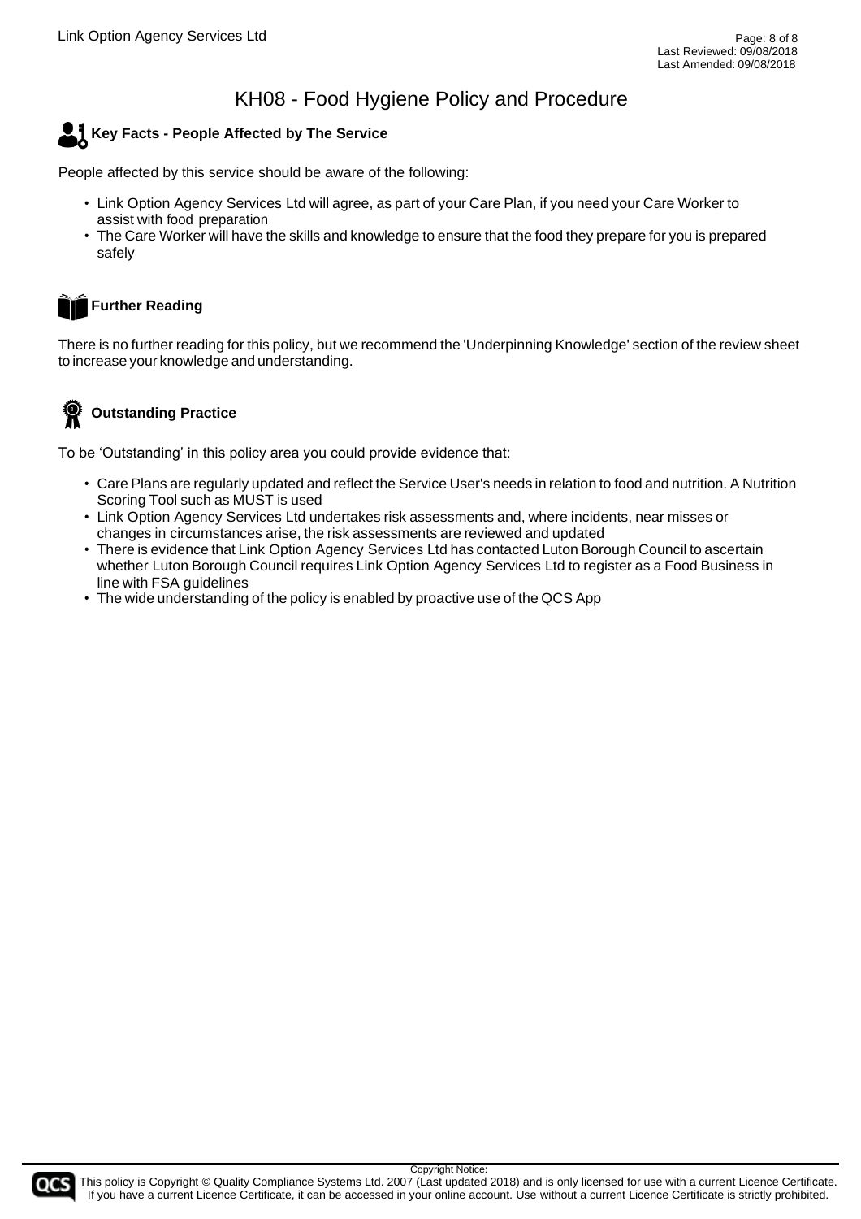# KH08 - Food Hygiene Policy and Procedure

## Key Facts - People Affected by The Service

People affected by this service should be aware of the following:

- Link Option Agency Services Ltd will agree, as part of your Care Plan, if you need your Care Worker to assist with food preparation
- The Care Worker will have the skills and knowledge to ensure that the food they prepare for you is prepared safely

## Further Reading

There is no further reading for this policy, but we recommend the 'Underpinning Knowledge' section of the review sheet to increase your knowledge and understanding.

## Outstanding Practice

To be 'Outstanding' in this policy area you could provide evidence that:

- Care Plans are regularly updated and reflect the Service User's needs in relation to food and nutrition. A Nutrition Scoring Tool such as MUST is used
- Link Option Agency Services Ltd undertakes risk assessments and, where incidents, near misses or changes in circumstances arise, the risk assessments are reviewed and updated
- There is evidence that Link Option Agency Services Ltd has contacted Luton Borough Council to ascertain whether Luton Borough Council requires Link Option Agency Services Ltd to register as a Food Business in line with FSA guidelines
- The wide understanding of the policy is enabled by proactive use of the QCS App